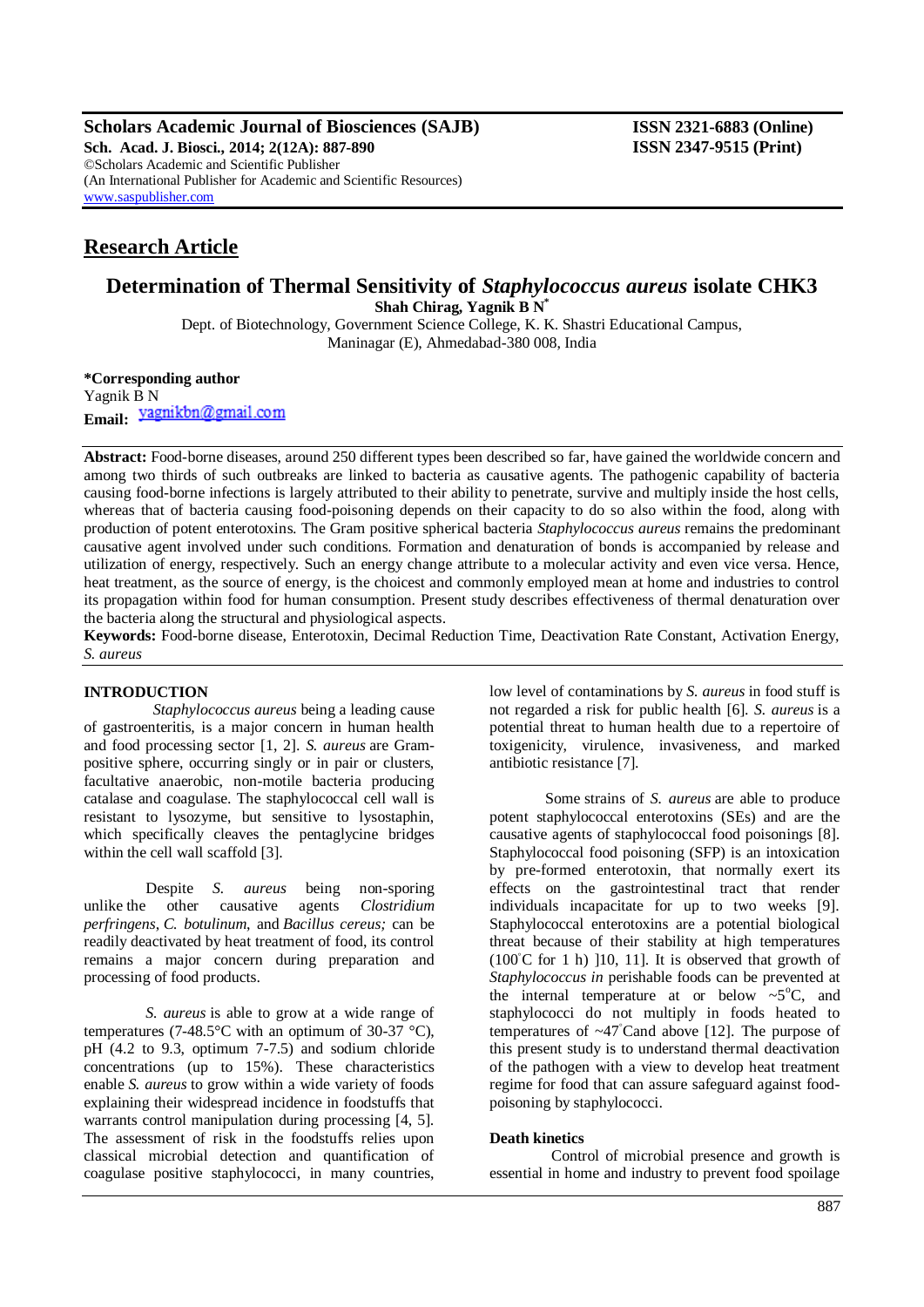**Scholars Academic Journal of Biosciences (SAJB)** **ISSN 2321-6883 (Online)**
**Sch. Acad. J. Biosci., 2014; 2(12A): 887-890** **ISSN 2347-9515 (Print)**
©Scholars Academic and Scientific Publisher
(An International Publisher for Academic and Scientific Resources)
www.saspublisher.com

## Research Article

# Determination of Thermal Sensitivity of *Staphylococcus aureus* isolate CHK3

**Shah Chirag, Yagnik B N***

Dept. of Biotechnology, Government Science College, K. K. Shastri Educational Campus, Maninagar (E), Ahmedabad-380 008, India

**\*Corresponding author**
Yagnik B N
**Email:** yagnikbn@gmail.com

**Abstract:** Food-borne diseases, around 250 different types been described so far, have gained the worldwide concern and among two thirds of such outbreaks are linked to bacteria as causative agents. The pathogenic capability of bacteria causing food-borne infections is largely attributed to their ability to penetrate, survive and multiply inside the host cells, whereas that of bacteria causing food-poisoning depends on their capacity to do so also within the food, along with production of potent enterotoxins. The Gram positive spherical bacteria *Staphylococcus aureus* remains the predominant causative agent involved under such conditions. Formation and denaturation of bonds is accompanied by release and utilization of energy, respectively. Such an energy change attribute to a molecular activity and even vice versa. Hence, heat treatment, as the source of energy, is the choicest and commonly employed mean at home and industries to control its propagation within food for human consumption. Present study describes effectiveness of thermal denaturation over the bacteria along the structural and physiological aspects.

**Keywords:** Food-borne disease, Enterotoxin, Decimal Reduction Time, Deactivation Rate Constant, Activation Energy, *S. aureus*

## INTRODUCTION

*Staphylococcus aureus* being a leading cause of gastroenteritis, is a major concern in human health and food processing sector [1, 2]. *S. aureus* are Gram-positive sphere, occurring singly or in pair or clusters, facultative anaerobic, non-motile bacteria producing catalase and coagulase. The staphylococcal cell wall is resistant to lysozyme, but sensitive to lysostaphin, which specifically cleaves the pentaglycine bridges within the cell wall scaffold [3].

Despite *S. aureus* being non-sporing unlike the other causative agents *Clostridium perfringens*, *C. botulinum*, and *Bacillus cereus;* can be readily deactivated by heat treatment of food, its control remains a major concern during preparation and processing of food products.

*S. aureus* is able to grow at a wide range of temperatures (7-48.5°C with an optimum of 30-37 °C), pH (4.2 to 9.3, optimum 7-7.5) and sodium chloride concentrations (up to 15%). These characteristics enable *S. aureus* to grow within a wide variety of foods explaining their widespread incidence in foodstuffs that warrants control manipulation during processing [4, 5]. The assessment of risk in the foodstuffs relies upon classical microbial detection and quantification of coagulase positive staphylococci, in many countries, low level of contaminations by *S. aureus* in food stuff is not regarded a risk for public health [6]. *S. aureus* is a potential threat to human health due to a repertoire of toxigenicity, virulence, invasiveness, and marked antibiotic resistance [7].

Some strains of *S. aureus* are able to produce potent staphylococcal enterotoxins (SEs) and are the causative agents of staphylococcal food poisonings [8]. Staphylococcal food poisoning (SFP) is an intoxication by pre-formed enterotoxin, that normally exert its effects on the gastrointestinal tract that render individuals incapacitate for up to two weeks [9]. Staphylococcal enterotoxins are a potential biological threat because of their stability at high temperatures (100°C for 1 h) ]10, 11]. It is observed that growth of *Staphylococcus in* perishable foods can be prevented at the internal temperature at or below ~5°C, and staphylococci do not multiply in foods heated to temperatures of ~47°C and above [12]. The purpose of this present study is to understand thermal deactivation of the pathogen with a view to develop heat treatment regime for food that can assure safeguard against food-poisoning by staphylococci.

### Death kinetics

Control of microbial presence and growth is essential in home and industry to prevent food spoilage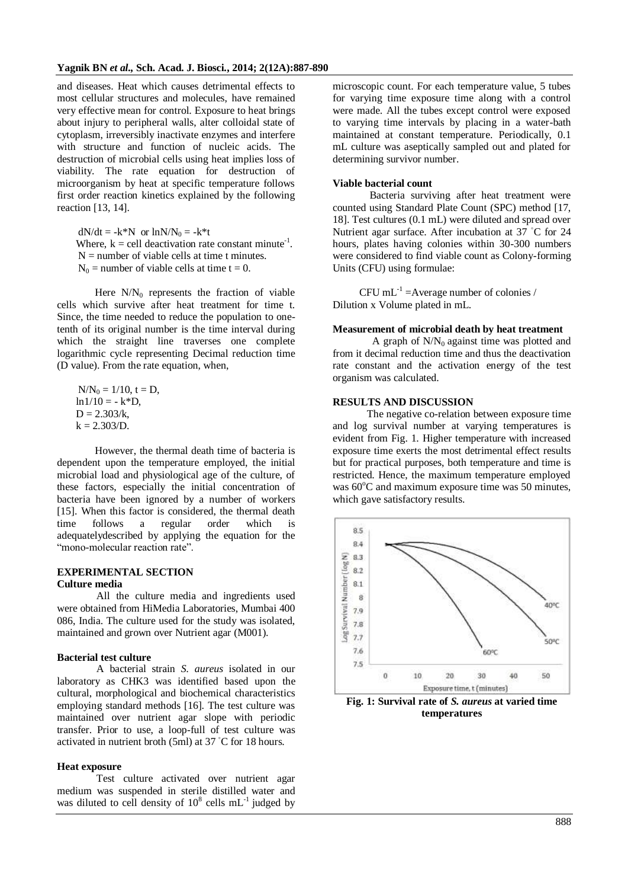and diseases. Heat which causes detrimental effects to most cellular structures and molecules, have remained very effective mean for control. Exposure to heat brings about injury to peripheral walls, alter colloidal state of cytoplasm, irreversibly inactivate enzymes and interfere with structure and function of nucleic acids. The destruction of microbial cells using heat implies loss of viability. The rate equation for destruction of microorganism by heat at specific temperature follows first order reaction kinetics explained by the following reaction [13, 14].

$dN/dt = -k*N$ or $\ln N/N_0 = -k*t$

Where, $k$ = cell deactivation rate constant minute$^{-1}$.
$N$ = number of viable cells at time t minutes.
$N_0$ = number of viable cells at time $t = 0$.

Here $N/N_0$ represents the fraction of viable cells which survive after heat treatment for time t. Since, the time needed to reduce the population to one-tenth of its original number is the time interval during which the straight line traverses one complete logarithmic cycle representing Decimal reduction time (D value). From the rate equation, when,

$N/N_0 = 1/10$, $t = D$,
$\ln 1/10 = -k*D$,
$D = 2.303/k$,
$k = 2.303/D$.

However, the thermal death time of bacteria is dependent upon the temperature employed, the initial microbial load and physiological age of the culture, of these factors, especially the initial concentration of bacteria have been ignored by a number of workers [15]. When this factor is considered, the thermal death time follows a regular order which is adequatelydescribed by applying the equation for the "mono-molecular reaction rate".

## EXPERIMENTAL SECTION

### Culture media

All the culture media and ingredients used were obtained from HiMedia Laboratories, Mumbai 400 086, India. The culture used for the study was isolated, maintained and grown over Nutrient agar (M001).

### Bacterial test culture

A bacterial strain *S. aureus* isolated in our laboratory as CHK3 was identified based upon the cultural, morphological and biochemical characteristics employing standard methods [16]. The test culture was maintained over nutrient agar slope with periodic transfer. Prior to use, a loop-full of test culture was activated in nutrient broth (5ml) at 37 °C for 18 hours.

### Heat exposure

Test culture activated over nutrient agar medium was suspended in sterile distilled water and was diluted to cell density of $10^8$ cells mL$^{-1}$ judged by microscopic count. For each temperature value, 5 tubes for varying time exposure time along with a control were made. All the tubes except control were exposed to varying time intervals by placing in a water-bath maintained at constant temperature. Periodically, 0.1 mL culture was aseptically sampled out and plated for determining survivor number.

### Viable bacterial count

Bacteria surviving after heat treatment were counted using Standard Plate Count (SPC) method [17, 18]. Test cultures (0.1 mL) were diluted and spread over Nutrient agar surface. After incubation at 37 °C for 24 hours, plates having colonies within 30-300 numbers were considered to find viable count as Colony-forming Units (CFU) using formulae:

CFU mL$^{-1}$ =Average number of colonies / Dilution x Volume plated in mL.

### Measurement of microbial death by heat treatment

A graph of $N/N_0$ against time was plotted and from it decimal reduction time and thus the deactivation rate constant and the activation energy of the test organism was calculated.

## RESULTS AND DISCUSSION

The negative co-relation between exposure time and log survival number at varying temperatures is evident from Fig. 1. Higher temperature with increased exposure time exerts the most detrimental effect results but for practical purposes, both temperature and time is restricted. Hence, the maximum temperature employed was 60°C and maximum exposure time was 50 minutes, which gave satisfactory results.

**Fig. 1: Survival rate of *S. aureus* at varied time temperatures**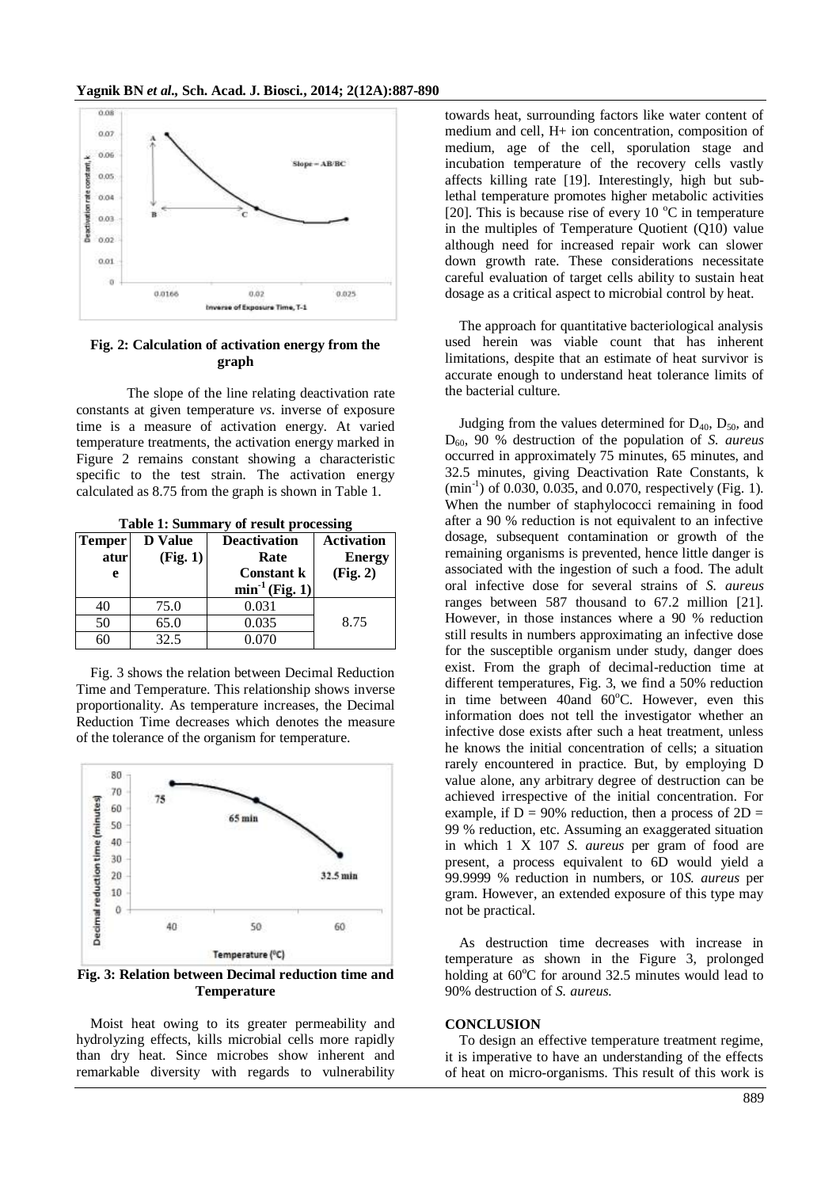**Fig. 2: Calculation of activation energy from the graph**

The slope of the line relating deactivation rate constants at given temperature *vs*. inverse of exposure time is a measure of activation energy. At varied temperature treatments, the activation energy marked in Figure 2 remains constant showing a characteristic specific to the test strain. The activation energy calculated as 8.75 from the graph is shown in Table 1.

**Table 1: Summary of result processing**

| Temperature | D Value (Fig. 1) | Deactivation Rate Constant k $min^{-1}$ (Fig. 1) | Activation Energy (Fig. 2) |
|---|---|---|---|
| 40 | 75.0 | 0.031 | |
| 50 | 65.0 | 0.035 | 8.75 |
| 60 | 32.5 | 0.070 | |

Fig. 3 shows the relation between Decimal Reduction Time and Temperature. This relationship shows inverse proportionality. As temperature increases, the Decimal Reduction Time decreases which denotes the measure of the tolerance of the organism for temperature.

**Fig. 3: Relation between Decimal reduction time and Temperature**

Moist heat owing to its greater permeability and hydrolyzing effects, kills microbial cells more rapidly than dry heat. Since microbes show inherent and remarkable diversity with regards to vulnerability towards heat, surrounding factors like water content of medium and cell, H+ ion concentration, composition of medium, age of the cell, sporulation stage and incubation temperature of the recovery cells vastly affects killing rate [19]. Interestingly, high but sub-lethal temperature promotes higher metabolic activities [20]. This is because rise of every 10 °C in temperature in the multiples of Temperature Quotient (Q10) value although need for increased repair work can slower down growth rate. These considerations necessitate careful evaluation of target cells ability to sustain heat dosage as a critical aspect to microbial control by heat.

The approach for quantitative bacteriological analysis used herein was viable count that has inherent limitations, despite that an estimate of heat survivor is accurate enough to understand heat tolerance limits of the bacterial culture.

Judging from the values determined for $D_{40}$, $D_{50}$, and $D_{60}$, 90 % destruction of the population of *S. aureus* occurred in approximately 75 minutes, 65 minutes, and 32.5 minutes, giving Deactivation Rate Constants, k ($min^{-1}$) of 0.030, 0.035, and 0.070, respectively (Fig. 1). When the number of staphylococci remaining in food after a 90 % reduction is not equivalent to an infective dosage, subsequent contamination or growth of the remaining organisms is prevented, hence little danger is associated with the ingestion of such a food. The adult oral infective dose for several strains of *S. aureus* ranges between 587 thousand to 67.2 million [21]. However, in those instances where a 90 % reduction still results in numbers approximating an infective dose for the susceptible organism under study, danger does exist. From the graph of decimal-reduction time at different temperatures, Fig. 3, we find a 50% reduction in time between 40and 60°C. However, even this information does not tell the investigator whether an infective dose exists after such a heat treatment, unless he knows the initial concentration of cells; a situation rarely encountered in practice. But, by employing D value alone, any arbitrary degree of destruction can be achieved irrespective of the initial concentration. For example, if D = 90% reduction, then a process of 2D = 99 % reduction, etc. Assuming an exaggerated situation in which 1 X 107 *S. aureus* per gram of food are present, a process equivalent to 6D would yield a 99.9999 % reduction in numbers, or 10*S. aureus* per gram. However, an extended exposure of this type may not be practical.

As destruction time decreases with increase in temperature as shown in the Figure 3, prolonged holding at 60°C for around 32.5 minutes would lead to 90% destruction of *S. aureus.*

## CONCLUSION

To design an effective temperature treatment regime, it is imperative to have an understanding of the effects of heat on micro-organisms. This result of this work is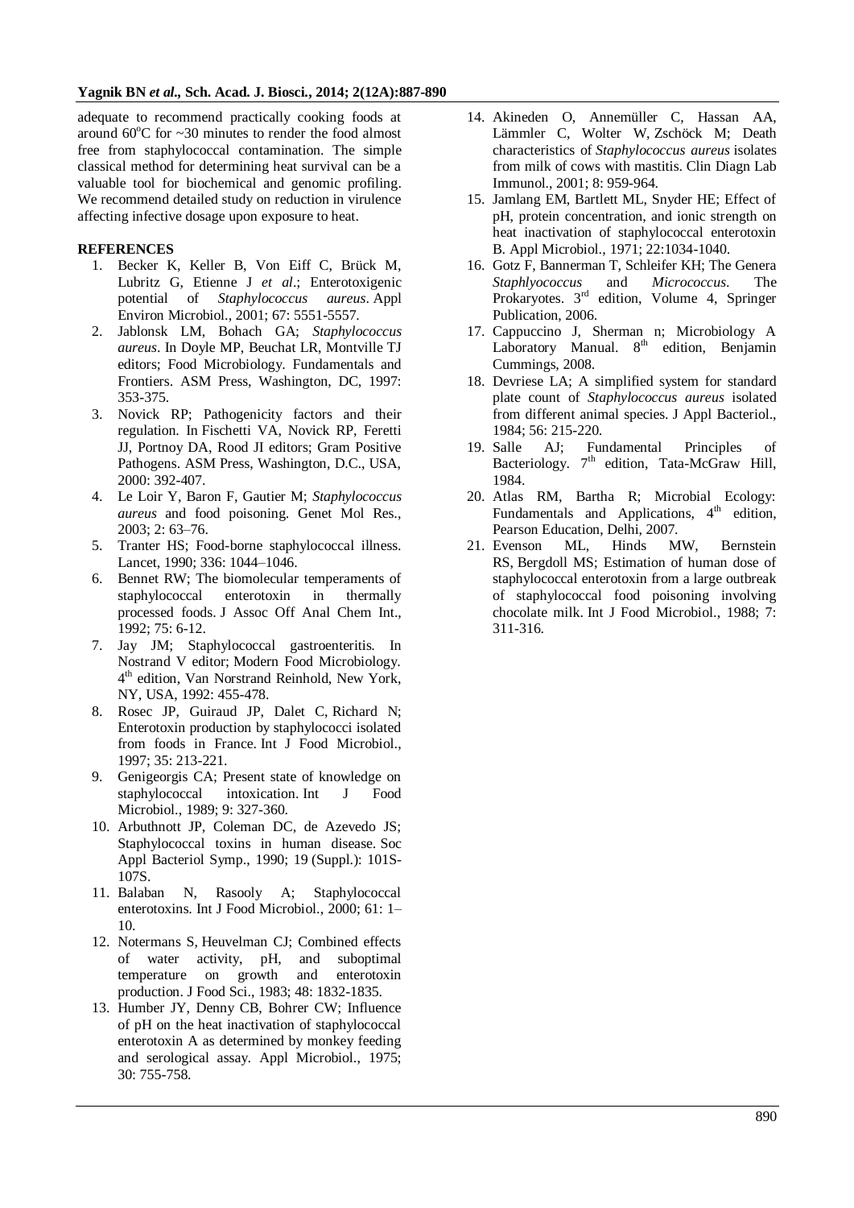adequate to recommend practically cooking foods at around 60°C for ~30 minutes to render the food almost free from staphylococcal contamination. The simple classical method for determining heat survival can be a valuable tool for biochemical and genomic profiling. We recommend detailed study on reduction in virulence affecting infective dosage upon exposure to heat.

## REFERENCES

1. Becker K, Keller B, Von Eiff C, Brück M, Lubritz G, Etienne J *et al*.; Enterotoxigenic potential of *Staphylococcus aureus*. Appl Environ Microbiol., 2001; 67: 5551-5557.
2. Jablonsk LM, Bohach GA; *Staphylococcus aureus*. In Doyle MP, Beuchat LR, Montville TJ editors; Food Microbiology. Fundamentals and Frontiers. ASM Press, Washington, DC, 1997: 353-375.
3. Novick RP; Pathogenicity factors and their regulation. In Fischetti VA, Novick RP, Feretti JJ, Portnoy DA, Rood JI editors; Gram Positive Pathogens. ASM Press, Washington, D.C., USA, 2000: 392-407.
4. Le Loir Y, Baron F, Gautier M; *Staphylococcus aureus* and food poisoning. Genet Mol Res., 2003; 2: 63–76.
5. Tranter HS; Food-borne staphylococcal illness. Lancet, 1990; 336: 1044–1046.
6. Bennet RW; The biomolecular temperaments of staphylococcal enterotoxin in thermally processed foods. J Assoc Off Anal Chem Int., 1992; 75: 6-12.
7. Jay JM; Staphylococcal gastroenteritis. In Nostrand V editor; Modern Food Microbiology. 4th edition, Van Norstrand Reinhold, New York, NY, USA, 1992: 455-478.
8. Rosec JP, Guiraud JP, Dalet C, Richard N; Enterotoxin production by staphylococci isolated from foods in France. Int J Food Microbiol., 1997; 35: 213-221.
9. Genigeorgis CA; Present state of knowledge on staphylococcal intoxication. Int J Food Microbiol., 1989; 9: 327-360.
10. Arbuthnott JP, Coleman DC, de Azevedo JS; Staphylococcal toxins in human disease. Soc Appl Bacteriol Symp., 1990; 19 (Suppl.): 101S-107S.
11. Balaban N, Rasooly A; Staphylococcal enterotoxins. Int J Food Microbiol., 2000; 61: 1–10.
12. Notermans S, Heuvelman CJ; Combined effects of water activity, pH, and suboptimal temperature on growth and enterotoxin production. J Food Sci., 1983; 48: 1832-1835.
13. Humber JY, Denny CB, Bohrer CW; Influence of pH on the heat inactivation of staphylococcal enterotoxin A as determined by monkey feeding and serological assay. Appl Microbiol., 1975; 30: 755-758.
14. Akineden O, Annemüller C, Hassan AA, Lämmler C, Wolter W, Zschöck M; Death characteristics of *Staphylococcus aureus* isolates from milk of cows with mastitis. Clin Diagn Lab Immunol., 2001; 8: 959-964.
15. Jamlang EM, Bartlett ML, Snyder HE; Effect of pH, protein concentration, and ionic strength on heat inactivation of staphylococcal enterotoxin B. Appl Microbiol., 1971; 22:1034-1040.
16. Gotz F, Bannerman T, Schleifer KH; The Genera *Staphlyococcus* and *Micrococcus*. The Prokaryotes. 3rd edition, Volume 4, Springer Publication, 2006.
17. Cappuccino J, Sherman n; Microbiology A Laboratory Manual. 8th edition, Benjamin Cummings, 2008.
18. Devriese LA; A simplified system for standard plate count of *Staphylococcus aureus* isolated from different animal species. J Appl Bacteriol., 1984; 56: 215-220.
19. Salle AJ; Fundamental Principles of Bacteriology. 7th edition, Tata-McGraw Hill, 1984.
20. Atlas RM, Bartha R; Microbial Ecology: Fundamentals and Applications, 4th edition, Pearson Education, Delhi, 2007.
21. Evenson ML, Hinds MW, Bernstein RS, Bergdoll MS; Estimation of human dose of staphylococcal enterotoxin from a large outbreak of staphylococcal food poisoning involving chocolate milk. Int J Food Microbiol., 1988; 7: 311-316.